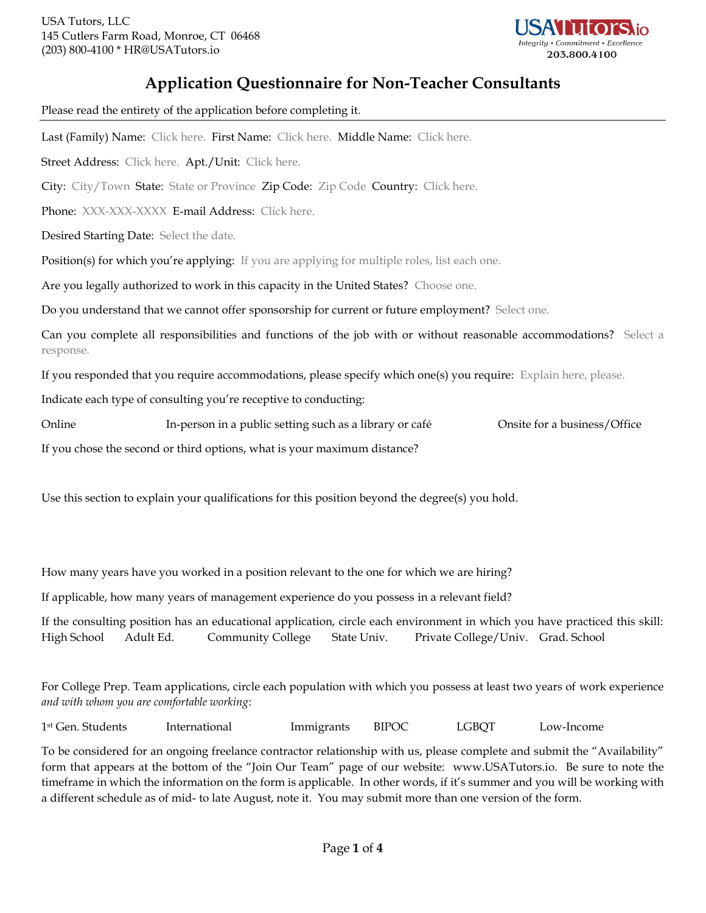USA Tutors, LLC
145 Cutlers Farm Road, Monroe, CT 06468
(203) 800-4100 * HR@USATutors.io

USATutors.io
*Integrity • Commitment • Excellence*
203.800.4100

# Application Questionnaire for Non-Teacher Consultants

Please read the entirety of the application before completing it.

---

Last (Family) Name: Click here. First Name: Click here. Middle Name: Click here.

Street Address: Click here. Apt./Unit: Click here.

City: City/Town State: State or Province Zip Code: Zip Code Country: Click here.

Phone: XXX-XXX-XXXX E-mail Address: Click here.

Desired Starting Date: Select the date.

Position(s) for which you're applying: If you are applying for multiple roles, list each one.

Are you legally authorized to work in this capacity in the United States? Choose one.

Do you understand that we cannot offer sponsorship for current or future employment? Select one.

Can you complete all responsibilities and functions of the job with or without reasonable accommodations? Select a response.

If you responded that you require accommodations, please specify which one(s) you require: Explain here, please.

Indicate each type of consulting you're receptive to conducting:

Online     In-person in a public setting such as a library or café     Onsite for a business/Office

If you chose the second or third options, what is your maximum distance?

Use this section to explain your qualifications for this position beyond the degree(s) you hold.

How many years have you worked in a position relevant to the one for which we are hiring?

If applicable, how many years of management experience do you possess in a relevant field?

If the consulting position has an educational application, circle each environment in which you have practiced this skill:
High School     Adult Ed.     Community College     State Univ.     Private College/Univ.     Grad. School

For College Prep. Team applications, circle each population with which you possess at least two years of work experience *and with whom you are comfortable working*:

1st Gen. Students     International     Immigrants     BIPOC     LGBQT     Low-Income

To be considered for an ongoing freelance contractor relationship with us, please complete and submit the "Availability" form that appears at the bottom of the "Join Our Team" page of our website: www.USATutors.io. Be sure to note the timeframe in which the information on the form is applicable. In other words, if it's summer and you will be working with a different schedule as of mid- to late August, note it. You may submit more than one version of the form.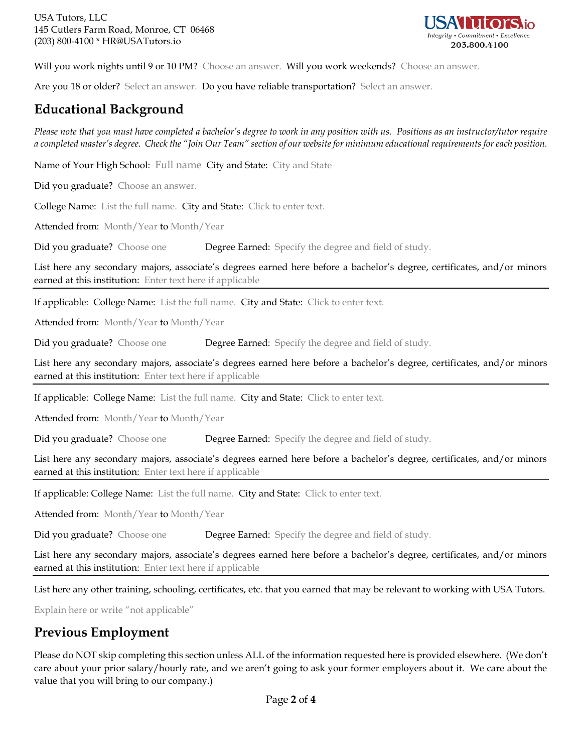Will you work nights until 9 or 10 PM? Choose an answer. Will you work weekends? Choose an answer.

Are you 18 or older? Select an answer. Do you have reliable transportation? Select an answer.

## Educational Background

*Please note that you must have completed a bachelor's degree to work in any position with us. Positions as an instructor/tutor require a completed master's degree. Check the "Join Our Team" section of our website for minimum educational requirements for each position.*

Name of Your High School: Full name City and State: City and State

Did you graduate? Choose an answer.

College Name: List the full name. City and State: Click to enter text.

Attended from: Month/Year to Month/Year

Did you graduate? Choose one Degree Earned: Specify the degree and field of study.

List here any secondary majors, associate's degrees earned here before a bachelor's degree, certificates, and/or minors earned at this institution: Enter text here if applicable

---

If applicable: College Name: List the full name. City and State: Click to enter text.

Attended from: Month/Year to Month/Year

Did you graduate? Choose one Degree Earned: Specify the degree and field of study.

List here any secondary majors, associate's degrees earned here before a bachelor's degree, certificates, and/or minors earned at this institution: Enter text here if applicable

---

If applicable: College Name: List the full name. City and State: Click to enter text.

Attended from: Month/Year to Month/Year

Did you graduate? Choose one Degree Earned: Specify the degree and field of study.

List here any secondary majors, associate's degrees earned here before a bachelor's degree, certificates, and/or minors earned at this institution: Enter text here if applicable

---

If applicable: College Name: List the full name. City and State: Click to enter text.

Attended from: Month/Year to Month/Year

Did you graduate? Choose one Degree Earned: Specify the degree and field of study.

List here any secondary majors, associate's degrees earned here before a bachelor's degree, certificates, and/or minors earned at this institution: Enter text here if applicable

---

List here any other training, schooling, certificates, etc. that you earned that may be relevant to working with USA Tutors.

Explain here or write "not applicable"

## Previous Employment

Please do NOT skip completing this section unless ALL of the information requested here is provided elsewhere. (We don't care about your prior salary/hourly rate, and we aren't going to ask your former employers about it. We care about the value that you will bring to our company.)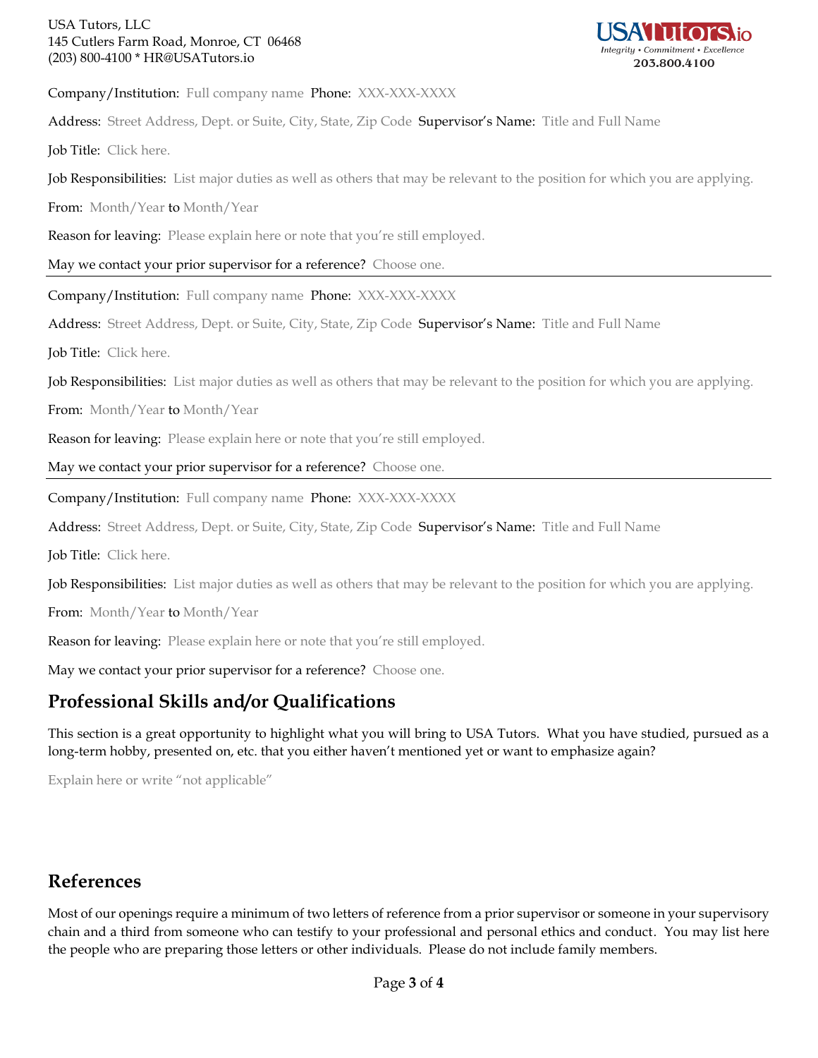Company/Institution: Full company name Phone: XXX-XXX-XXXX

Address: Street Address, Dept. or Suite, City, State, Zip Code Supervisor's Name: Title and Full Name

Job Title: Click here.

Job Responsibilities: List major duties as well as others that may be relevant to the position for which you are applying.

From: Month/Year to Month/Year

Reason for leaving: Please explain here or note that you're still employed.

May we contact your prior supervisor for a reference? Choose one.

---

Company/Institution: Full company name Phone: XXX-XXX-XXXX

Address: Street Address, Dept. or Suite, City, State, Zip Code Supervisor's Name: Title and Full Name

Job Title: Click here.

Job Responsibilities: List major duties as well as others that may be relevant to the position for which you are applying.

From: Month/Year to Month/Year

Reason for leaving: Please explain here or note that you're still employed.

May we contact your prior supervisor for a reference? Choose one.

---

Company/Institution: Full company name Phone: XXX-XXX-XXXX

Address: Street Address, Dept. or Suite, City, State, Zip Code Supervisor's Name: Title and Full Name

Job Title: Click here.

Job Responsibilities: List major duties as well as others that may be relevant to the position for which you are applying.

From: Month/Year to Month/Year

Reason for leaving: Please explain here or note that you're still employed.

May we contact your prior supervisor for a reference? Choose one.

## Professional Skills and/or Qualifications

This section is a great opportunity to highlight what you will bring to USA Tutors. What you have studied, pursued as a long-term hobby, presented on, etc. that you either haven't mentioned yet or want to emphasize again?

Explain here or write "not applicable"

## References

Most of our openings require a minimum of two letters of reference from a prior supervisor or someone in your supervisory chain and a third from someone who can testify to your professional and personal ethics and conduct. You may list here the people who are preparing those letters or other individuals. Please do not include family members.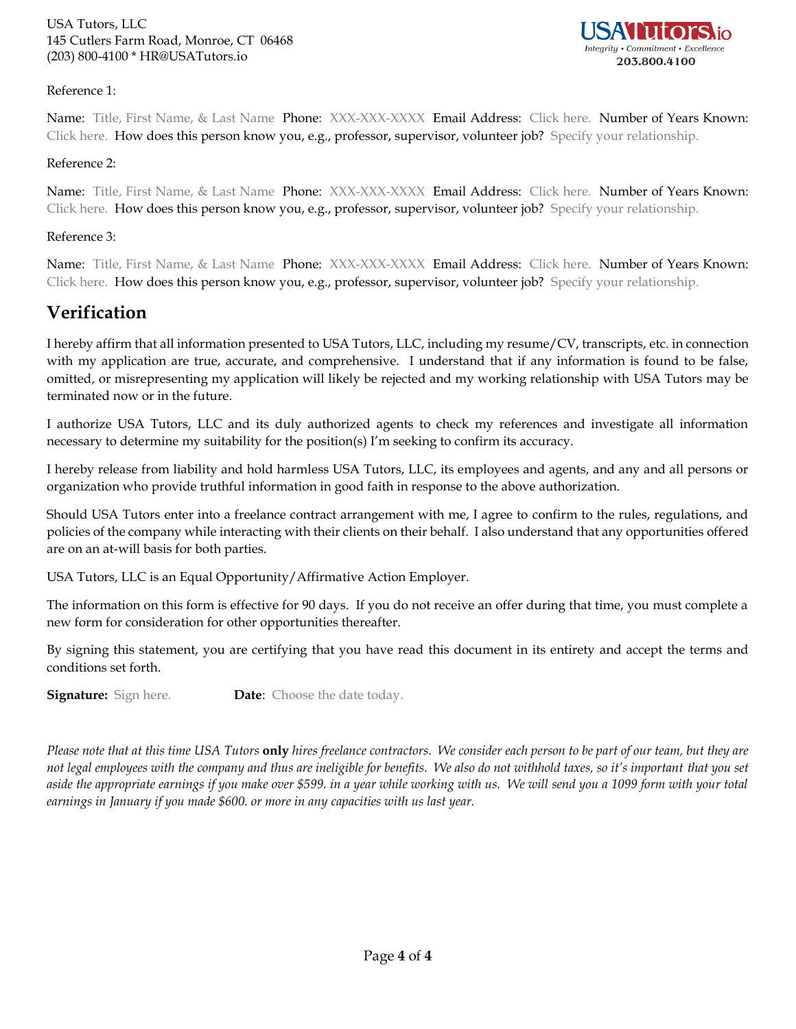USA Tutors, LLC
145 Cutlers Farm Road, Monroe, CT 06468
(203) 800-4100 * HR@USATutors.io

Reference 1:

Name: Title, First Name, & Last Name Phone: XXX-XXX-XXXX Email Address: Click here. Number of Years Known: Click here. How does this person know you, e.g., professor, supervisor, volunteer job? Specify your relationship.

Reference 2:

Name: Title, First Name, & Last Name Phone: XXX-XXX-XXXX Email Address: Click here. Number of Years Known: Click here. How does this person know you, e.g., professor, supervisor, volunteer job? Specify your relationship.

Reference 3:

Name: Title, First Name, & Last Name Phone: XXX-XXX-XXXX Email Address: Click here. Number of Years Known: Click here. How does this person know you, e.g., professor, supervisor, volunteer job? Specify your relationship.

## Verification

I hereby affirm that all information presented to USA Tutors, LLC, including my resume/CV, transcripts, etc. in connection with my application are true, accurate, and comprehensive. I understand that if any information is found to be false, omitted, or misrepresenting my application will likely be rejected and my working relationship with USA Tutors may be terminated now or in the future.

I authorize USA Tutors, LLC and its duly authorized agents to check my references and investigate all information necessary to determine my suitability for the position(s) I'm seeking to confirm its accuracy.

I hereby release from liability and hold harmless USA Tutors, LLC, its employees and agents, and any and all persons or organization who provide truthful information in good faith in response to the above authorization.

Should USA Tutors enter into a freelance contract arrangement with me, I agree to confirm to the rules, regulations, and policies of the company while interacting with their clients on their behalf. I also understand that any opportunities offered are on an at-will basis for both parties.

USA Tutors, LLC is an Equal Opportunity/Affirmative Action Employer.

The information on this form is effective for 90 days. If you do not receive an offer during that time, you must complete a new form for consideration for other opportunities thereafter.

By signing this statement, you are certifying that you have read this document in its entirety and accept the terms and conditions set forth.

**Signature:** Sign here. **Date**: Choose the date today.

*Please note that at this time USA Tutors* **only** *hires freelance contractors. We consider each person to be part of our team, but they are not legal employees with the company and thus are ineligible for benefits. We also do not withhold taxes, so it's important that you set aside the appropriate earnings if you make over $599. in a year while working with us. We will send you a 1099 form with your total earnings in January if you made $600. or more in any capacities with us last year.*